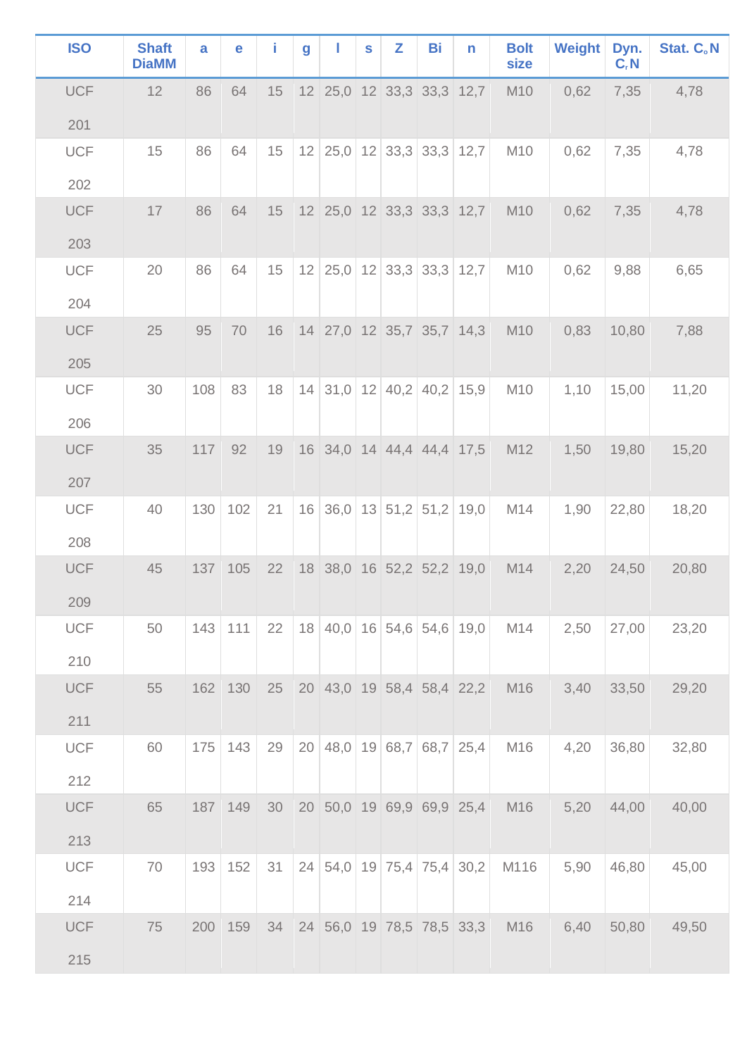| ISO | Shaft DiaMM | a | e | i | g | l | s | Z | Bi | n | Bolt size | Weight | Dyn. $C_r$N | Stat. $C_o$N |
|---|---|---|---|---|---|---|---|---|---|---|---|---|---|---|
| UCF 201 | 12 | 86 | 64 | 15 | 12 | 25,0 | 12 | 33,3 | 33,3 | 12,7 | M10 | 0,62 | 7,35 | 4,78 |
| UCF 202 | 15 | 86 | 64 | 15 | 12 | 25,0 | 12 | 33,3 | 33,3 | 12,7 | M10 | 0,62 | 7,35 | 4,78 |
| UCF 203 | 17 | 86 | 64 | 15 | 12 | 25,0 | 12 | 33,3 | 33,3 | 12,7 | M10 | 0,62 | 7,35 | 4,78 |
| UCF 204 | 20 | 86 | 64 | 15 | 12 | 25,0 | 12 | 33,3 | 33,3 | 12,7 | M10 | 0,62 | 9,88 | 6,65 |
| UCF 205 | 25 | 95 | 70 | 16 | 14 | 27,0 | 12 | 35,7 | 35,7 | 14,3 | M10 | 0,83 | 10,80 | 7,88 |
| UCF 206 | 30 | 108 | 83 | 18 | 14 | 31,0 | 12 | 40,2 | 40,2 | 15,9 | M10 | 1,10 | 15,00 | 11,20 |
| UCF 207 | 35 | 117 | 92 | 19 | 16 | 34,0 | 14 | 44,4 | 44,4 | 17,5 | M12 | 1,50 | 19,80 | 15,20 |
| UCF 208 | 40 | 130 | 102 | 21 | 16 | 36,0 | 13 | 51,2 | 51,2 | 19,0 | M14 | 1,90 | 22,80 | 18,20 |
| UCF 209 | 45 | 137 | 105 | 22 | 18 | 38,0 | 16 | 52,2 | 52,2 | 19,0 | M14 | 2,20 | 24,50 | 20,80 |
| UCF 210 | 50 | 143 | 111 | 22 | 18 | 40,0 | 16 | 54,6 | 54,6 | 19,0 | M14 | 2,50 | 27,00 | 23,20 |
| UCF 211 | 55 | 162 | 130 | 25 | 20 | 43,0 | 19 | 58,4 | 58,4 | 22,2 | M16 | 3,40 | 33,50 | 29,20 |
| UCF 212 | 60 | 175 | 143 | 29 | 20 | 48,0 | 19 | 68,7 | 68,7 | 25,4 | M16 | 4,20 | 36,80 | 32,80 |
| UCF 213 | 65 | 187 | 149 | 30 | 20 | 50,0 | 19 | 69,9 | 69,9 | 25,4 | M16 | 5,20 | 44,00 | 40,00 |
| UCF 214 | 70 | 193 | 152 | 31 | 24 | 54,0 | 19 | 75,4 | 75,4 | 30,2 | M116 | 5,90 | 46,80 | 45,00 |
| UCF 215 | 75 | 200 | 159 | 34 | 24 | 56,0 | 19 | 78,5 | 78,5 | 33,3 | M16 | 6,40 | 50,80 | 49,50 |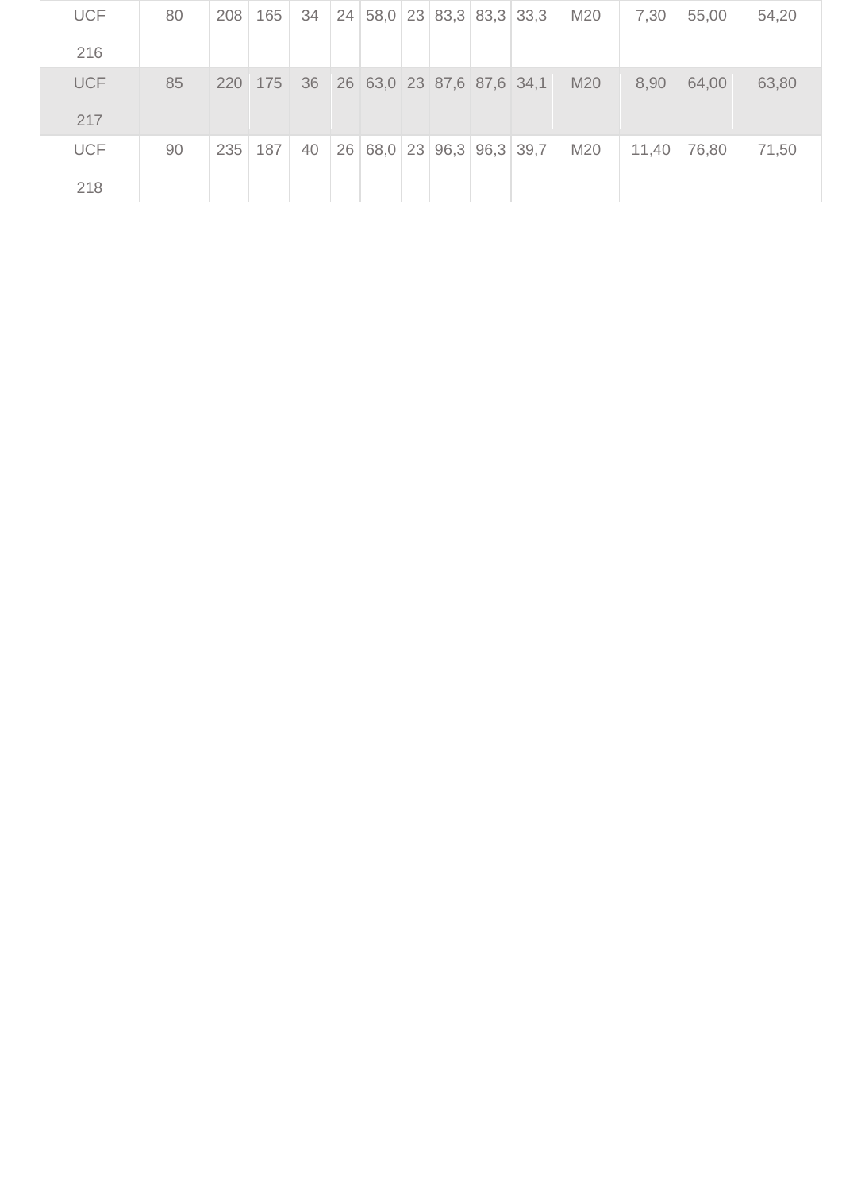| | | | | | | | | | | | | | | |
|---|---|---|---|---|---|---|---|---|---|---|---|---|---|---|
| UCF 216 | 80 | 208 | 165 | 34 | 24 | 58,0 | 23 | 83,3 | 83,3 | 33,3 | M20 | 7,30 | 55,00 | 54,20 |
| UCF 217 | 85 | 220 | 175 | 36 | 26 | 63,0 | 23 | 87,6 | 87,6 | 34,1 | M20 | 8,90 | 64,00 | 63,80 |
| UCF 218 | 90 | 235 | 187 | 40 | 26 | 68,0 | 23 | 96,3 | 96,3 | 39,7 | M20 | 11,40 | 76,80 | 71,50 |